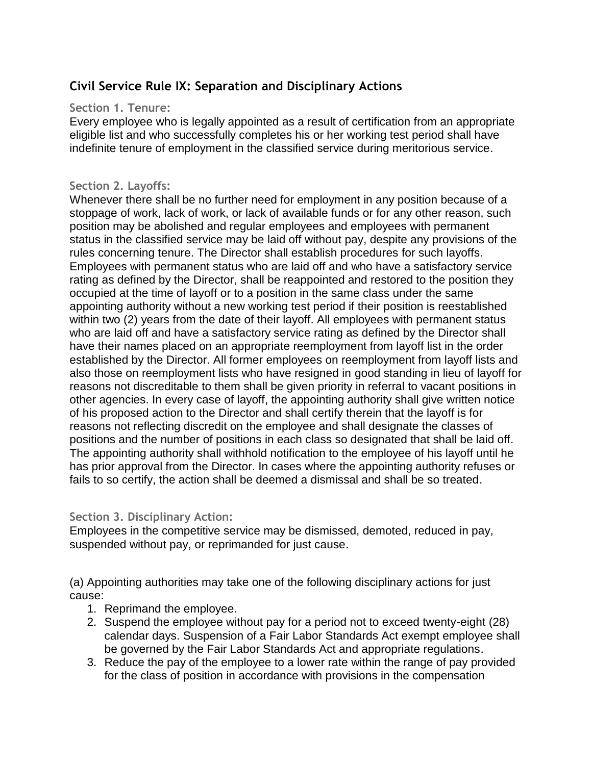## Civil Service Rule IX: Separation and Disciplinary Actions

### Section 1. Tenure:

Every employee who is legally appointed as a result of certification from an appropriate eligible list and who successfully completes his or her working test period shall have indefinite tenure of employment in the classified service during meritorious service.

### Section 2. Layoffs:

Whenever there shall be no further need for employment in any position because of a stoppage of work, lack of work, or lack of available funds or for any other reason, such position may be abolished and regular employees and employees with permanent status in the classified service may be laid off without pay, despite any provisions of the rules concerning tenure. The Director shall establish procedures for such layoffs. Employees with permanent status who are laid off and who have a satisfactory service rating as defined by the Director, shall be reappointed and restored to the position they occupied at the time of layoff or to a position in the same class under the same appointing authority without a new working test period if their position is reestablished within two (2) years from the date of their layoff. All employees with permanent status who are laid off and have a satisfactory service rating as defined by the Director shall have their names placed on an appropriate reemployment from layoff list in the order established by the Director. All former employees on reemployment from layoff lists and also those on reemployment lists who have resigned in good standing in lieu of layoff for reasons not discreditable to them shall be given priority in referral to vacant positions in other agencies. In every case of layoff, the appointing authority shall give written notice of his proposed action to the Director and shall certify therein that the layoff is for reasons not reflecting discredit on the employee and shall designate the classes of positions and the number of positions in each class so designated that shall be laid off. The appointing authority shall withhold notification to the employee of his layoff until he has prior approval from the Director. In cases where the appointing authority refuses or fails to so certify, the action shall be deemed a dismissal and shall be so treated.

### Section 3. Disciplinary Action:

Employees in the competitive service may be dismissed, demoted, reduced in pay, suspended without pay, or reprimanded for just cause.

(a) Appointing authorities may take one of the following disciplinary actions for just cause:

1. Reprimand the employee.
2. Suspend the employee without pay for a period not to exceed twenty-eight (28) calendar days. Suspension of a Fair Labor Standards Act exempt employee shall be governed by the Fair Labor Standards Act and appropriate regulations.
3. Reduce the pay of the employee to a lower rate within the range of pay provided for the class of position in accordance with provisions in the compensation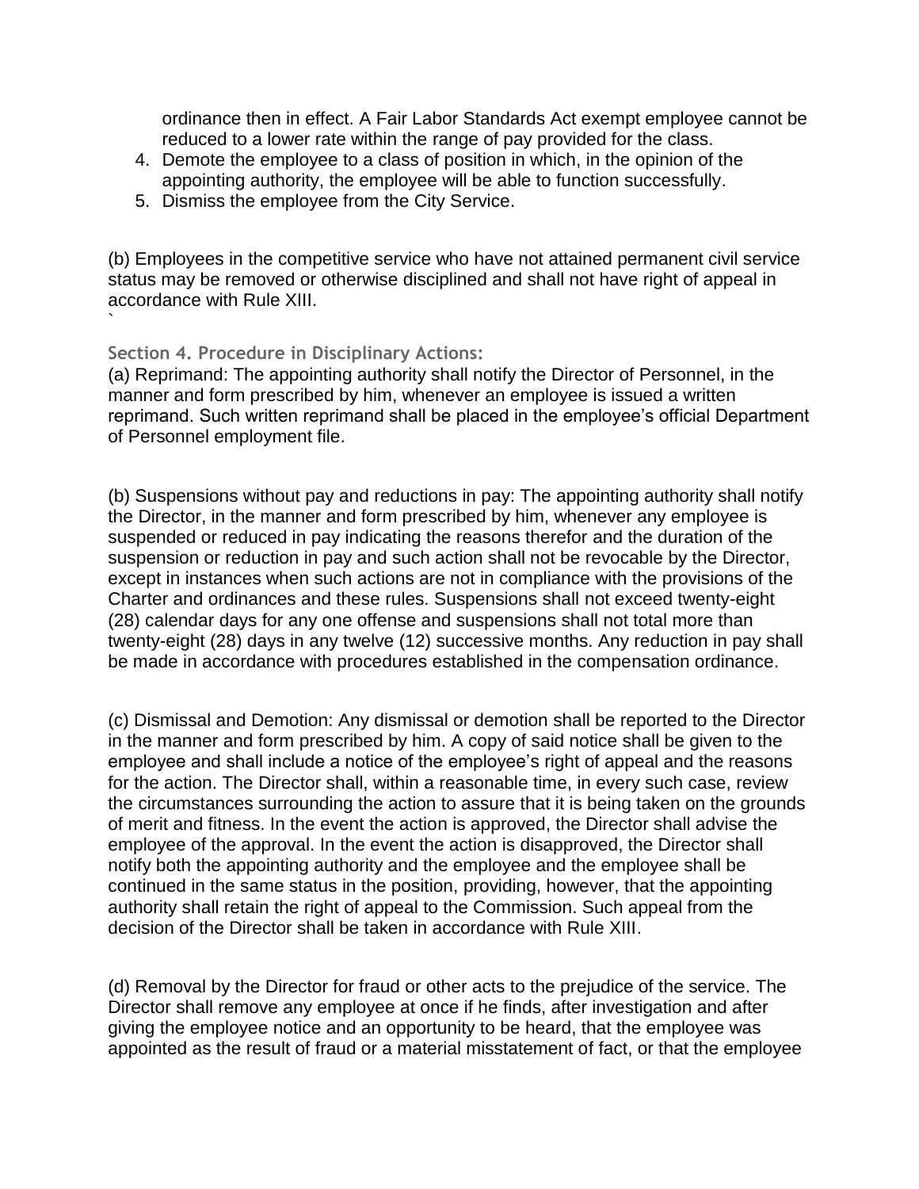ordinance then in effect. A Fair Labor Standards Act exempt employee cannot be reduced to a lower rate within the range of pay provided for the class.

4. Demote the employee to a class of position in which, in the opinion of the appointing authority, the employee will be able to function successfully.
5. Dismiss the employee from the City Service.

(b) Employees in the competitive service who have not attained permanent civil service status may be removed or otherwise disciplined and shall not have right of appeal in accordance with Rule XIII.

`

### Section 4. Procedure in Disciplinary Actions:

(a) Reprimand: The appointing authority shall notify the Director of Personnel, in the manner and form prescribed by him, whenever an employee is issued a written reprimand. Such written reprimand shall be placed in the employee's official Department of Personnel employment file.

(b) Suspensions without pay and reductions in pay: The appointing authority shall notify the Director, in the manner and form prescribed by him, whenever any employee is suspended or reduced in pay indicating the reasons therefor and the duration of the suspension or reduction in pay and such action shall not be revocable by the Director, except in instances when such actions are not in compliance with the provisions of the Charter and ordinances and these rules. Suspensions shall not exceed twenty-eight (28) calendar days for any one offense and suspensions shall not total more than twenty-eight (28) days in any twelve (12) successive months. Any reduction in pay shall be made in accordance with procedures established in the compensation ordinance.

(c) Dismissal and Demotion: Any dismissal or demotion shall be reported to the Director in the manner and form prescribed by him. A copy of said notice shall be given to the employee and shall include a notice of the employee's right of appeal and the reasons for the action. The Director shall, within a reasonable time, in every such case, review the circumstances surrounding the action to assure that it is being taken on the grounds of merit and fitness. In the event the action is approved, the Director shall advise the employee of the approval. In the event the action is disapproved, the Director shall notify both the appointing authority and the employee and the employee shall be continued in the same status in the position, providing, however, that the appointing authority shall retain the right of appeal to the Commission. Such appeal from the decision of the Director shall be taken in accordance with Rule XIII.

(d) Removal by the Director for fraud or other acts to the prejudice of the service. The Director shall remove any employee at once if he finds, after investigation and after giving the employee notice and an opportunity to be heard, that the employee was appointed as the result of fraud or a material misstatement of fact, or that the employee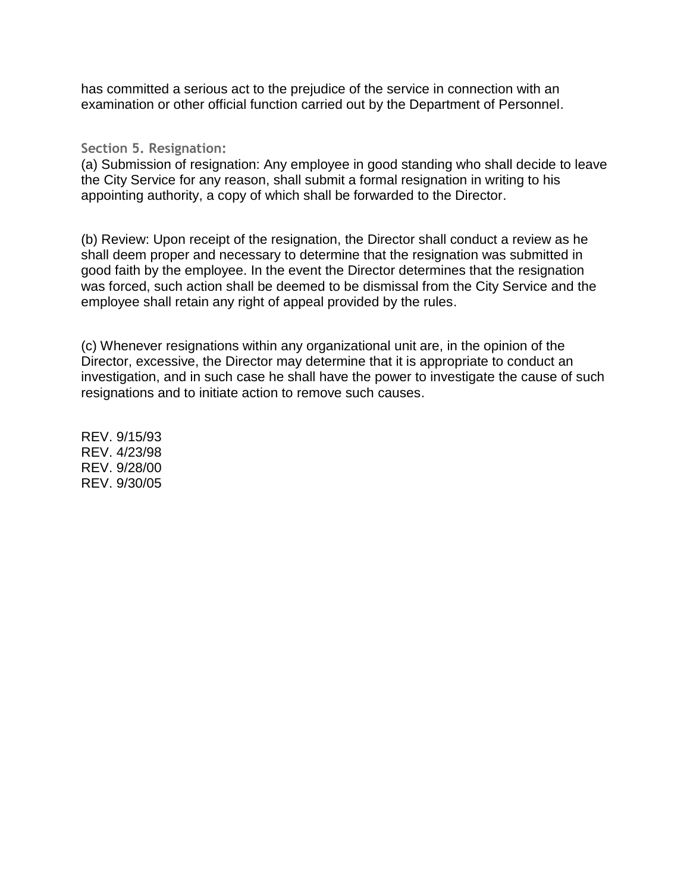has committed a serious act to the prejudice of the service in connection with an examination or other official function carried out by the Department of Personnel.

### Section 5. Resignation:

(a) Submission of resignation: Any employee in good standing who shall decide to leave the City Service for any reason, shall submit a formal resignation in writing to his appointing authority, a copy of which shall be forwarded to the Director.

(b) Review: Upon receipt of the resignation, the Director shall conduct a review as he shall deem proper and necessary to determine that the resignation was submitted in good faith by the employee. In the event the Director determines that the resignation was forced, such action shall be deemed to be dismissal from the City Service and the employee shall retain any right of appeal provided by the rules.

(c) Whenever resignations within any organizational unit are, in the opinion of the Director, excessive, the Director may determine that it is appropriate to conduct an investigation, and in such case he shall have the power to investigate the cause of such resignations and to initiate action to remove such causes.

REV. 9/15/93
REV. 4/23/98
REV. 9/28/00
REV. 9/30/05